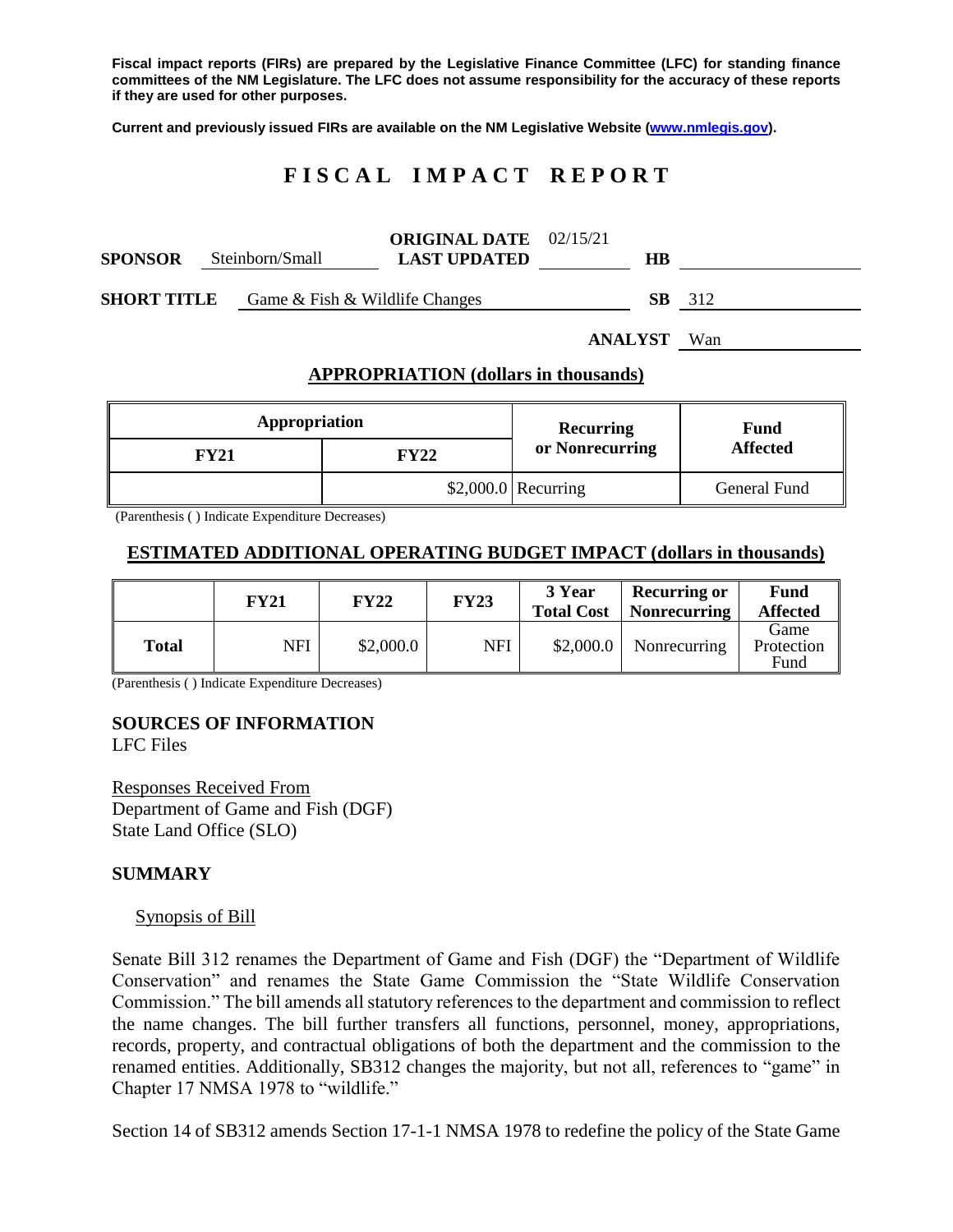**Fiscal impact reports (FIRs) are prepared by the Legislative Finance Committee (LFC) for standing finance committees of the NM Legislature. The LFC does not assume responsibility for the accuracy of these reports if they are used for other purposes.**

**Current and previously issued FIRs are available on the NM Legislative Website (www.nmlegis.gov).**

# FISCAL IMPACT REPORT

**SPONSOR** Steinborn/Small **ORIGINAL DATE** 02/15/21 **LAST UPDATED** **HB**

**SHORT TITLE** Game & Fish & Wildlife Changes **SB** 312

**ANALYST** Wan

## APPROPRIATION (dollars in thousands)

| Appropriation | | Recurring or Nonrecurring | Fund Affected |
|---|---|---|---|
| **FY21** | **FY22** | | |
| | $2,000.0 | Recurring | General Fund |

(Parenthesis ( ) Indicate Expenditure Decreases)

## ESTIMATED ADDITIONAL OPERATING BUDGET IMPACT (dollars in thousands)

| | FY21 | FY22 | FY23 | 3 Year Total Cost | Recurring or Nonrecurring | Fund Affected |
|---|---|---|---|---|---|---|
| **Total** | NFI | $2,000.0 | NFI | $2,000.0 | Nonrecurring | Game Protection Fund |

(Parenthesis ( ) Indicate Expenditure Decreases)

## SOURCES OF INFORMATION

LFC Files

Responses Received From
Department of Game and Fish (DGF)
State Land Office (SLO)

## SUMMARY

Synopsis of Bill

Senate Bill 312 renames the Department of Game and Fish (DGF) the "Department of Wildlife Conservation" and renames the State Game Commission the "State Wildlife Conservation Commission." The bill amends all statutory references to the department and commission to reflect the name changes. The bill further transfers all functions, personnel, money, appropriations, records, property, and contractual obligations of both the department and the commission to the renamed entities. Additionally, SB312 changes the majority, but not all, references to "game" in Chapter 17 NMSA 1978 to "wildlife."

Section 14 of SB312 amends Section 17-1-1 NMSA 1978 to redefine the policy of the State Game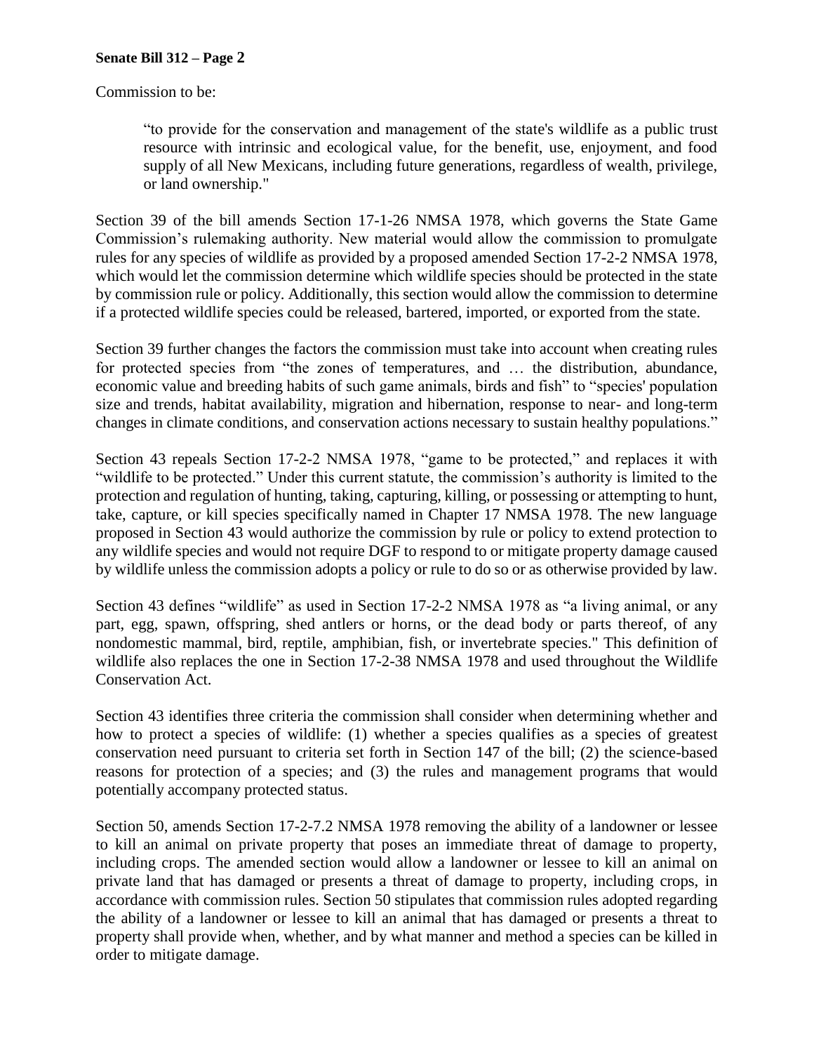Commission to be:

> "to provide for the conservation and management of the state's wildlife as a public trust resource with intrinsic and ecological value, for the benefit, use, enjoyment, and food supply of all New Mexicans, including future generations, regardless of wealth, privilege, or land ownership."

Section 39 of the bill amends Section 17-1-26 NMSA 1978, which governs the State Game Commission's rulemaking authority. New material would allow the commission to promulgate rules for any species of wildlife as provided by a proposed amended Section 17-2-2 NMSA 1978, which would let the commission determine which wildlife species should be protected in the state by commission rule or policy. Additionally, this section would allow the commission to determine if a protected wildlife species could be released, bartered, imported, or exported from the state.

Section 39 further changes the factors the commission must take into account when creating rules for protected species from "the zones of temperatures, and … the distribution, abundance, economic value and breeding habits of such game animals, birds and fish" to "species' population size and trends, habitat availability, migration and hibernation, response to near- and long-term changes in climate conditions, and conservation actions necessary to sustain healthy populations."

Section 43 repeals Section 17-2-2 NMSA 1978, "game to be protected," and replaces it with "wildlife to be protected." Under this current statute, the commission's authority is limited to the protection and regulation of hunting, taking, capturing, killing, or possessing or attempting to hunt, take, capture, or kill species specifically named in Chapter 17 NMSA 1978. The new language proposed in Section 43 would authorize the commission by rule or policy to extend protection to any wildlife species and would not require DGF to respond to or mitigate property damage caused by wildlife unless the commission adopts a policy or rule to do so or as otherwise provided by law.

Section 43 defines "wildlife" as used in Section 17-2-2 NMSA 1978 as "a living animal, or any part, egg, spawn, offspring, shed antlers or horns, or the dead body or parts thereof, of any nondomestic mammal, bird, reptile, amphibian, fish, or invertebrate species." This definition of wildlife also replaces the one in Section 17-2-38 NMSA 1978 and used throughout the Wildlife Conservation Act.

Section 43 identifies three criteria the commission shall consider when determining whether and how to protect a species of wildlife: (1) whether a species qualifies as a species of greatest conservation need pursuant to criteria set forth in Section 147 of the bill; (2) the science-based reasons for protection of a species; and (3) the rules and management programs that would potentially accompany protected status.

Section 50, amends Section 17-2-7.2 NMSA 1978 removing the ability of a landowner or lessee to kill an animal on private property that poses an immediate threat of damage to property, including crops. The amended section would allow a landowner or lessee to kill an animal on private land that has damaged or presents a threat of damage to property, including crops, in accordance with commission rules. Section 50 stipulates that commission rules adopted regarding the ability of a landowner or lessee to kill an animal that has damaged or presents a threat to property shall provide when, whether, and by what manner and method a species can be killed in order to mitigate damage.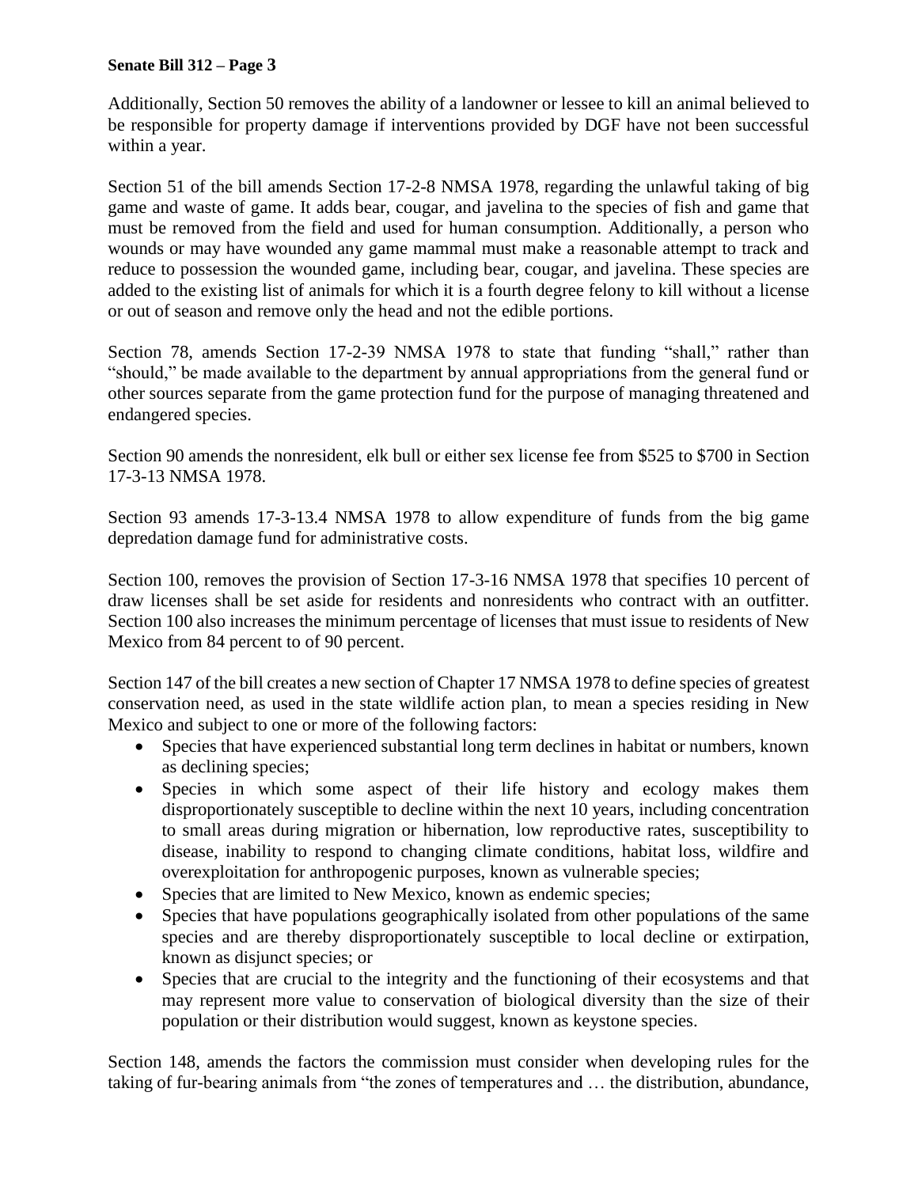Additionally, Section 50 removes the ability of a landowner or lessee to kill an animal believed to be responsible for property damage if interventions provided by DGF have not been successful within a year.

Section 51 of the bill amends Section 17-2-8 NMSA 1978, regarding the unlawful taking of big game and waste of game. It adds bear, cougar, and javelina to the species of fish and game that must be removed from the field and used for human consumption. Additionally, a person who wounds or may have wounded any game mammal must make a reasonable attempt to track and reduce to possession the wounded game, including bear, cougar, and javelina. These species are added to the existing list of animals for which it is a fourth degree felony to kill without a license or out of season and remove only the head and not the edible portions.

Section 78, amends Section 17-2-39 NMSA 1978 to state that funding "shall," rather than "should," be made available to the department by annual appropriations from the general fund or other sources separate from the game protection fund for the purpose of managing threatened and endangered species.

Section 90 amends the nonresident, elk bull or either sex license fee from $525 to $700 in Section 17-3-13 NMSA 1978.

Section 93 amends 17-3-13.4 NMSA 1978 to allow expenditure of funds from the big game depredation damage fund for administrative costs.

Section 100, removes the provision of Section 17-3-16 NMSA 1978 that specifies 10 percent of draw licenses shall be set aside for residents and nonresidents who contract with an outfitter. Section 100 also increases the minimum percentage of licenses that must issue to residents of New Mexico from 84 percent to of 90 percent.

Section 147 of the bill creates a new section of Chapter 17 NMSA 1978 to define species of greatest conservation need, as used in the state wildlife action plan, to mean a species residing in New Mexico and subject to one or more of the following factors:

- Species that have experienced substantial long term declines in habitat or numbers, known as declining species;
- Species in which some aspect of their life history and ecology makes them disproportionately susceptible to decline within the next 10 years, including concentration to small areas during migration or hibernation, low reproductive rates, susceptibility to disease, inability to respond to changing climate conditions, habitat loss, wildfire and overexploitation for anthropogenic purposes, known as vulnerable species;
- Species that are limited to New Mexico, known as endemic species;
- Species that have populations geographically isolated from other populations of the same species and are thereby disproportionately susceptible to local decline or extirpation, known as disjunct species; or
- Species that are crucial to the integrity and the functioning of their ecosystems and that may represent more value to conservation of biological diversity than the size of their population or their distribution would suggest, known as keystone species.

Section 148, amends the factors the commission must consider when developing rules for the taking of fur-bearing animals from "the zones of temperatures and … the distribution, abundance,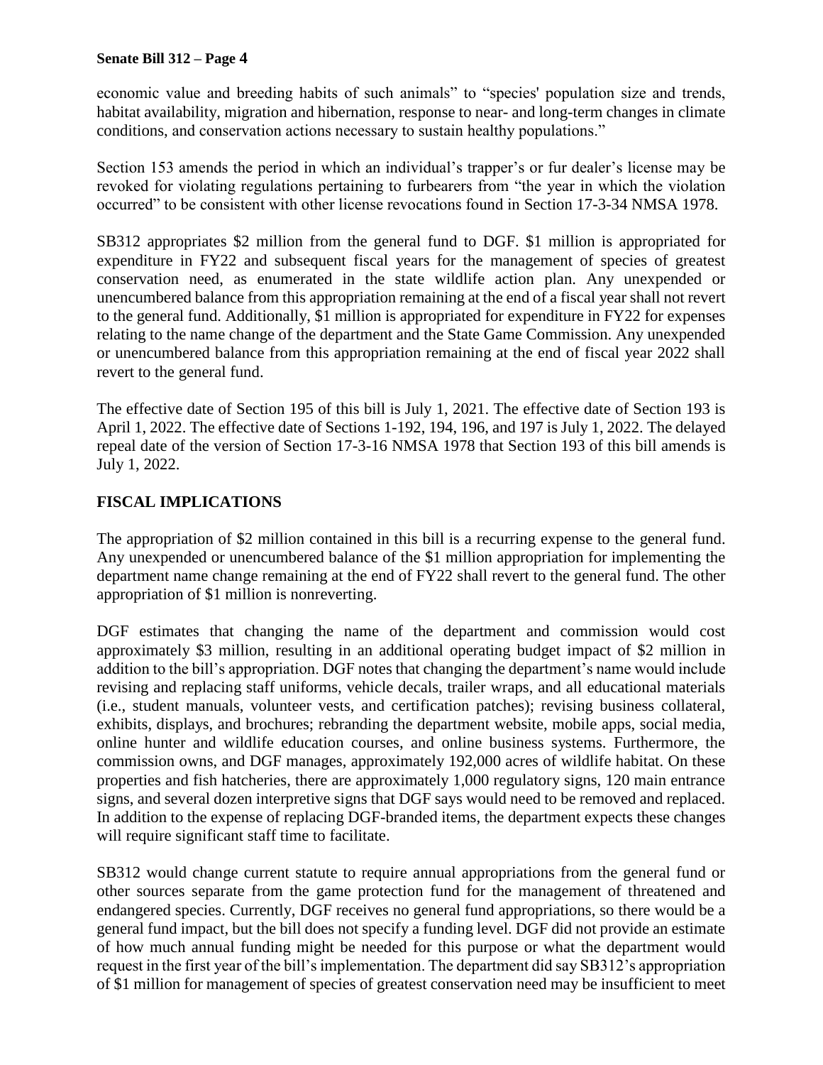economic value and breeding habits of such animals" to "species' population size and trends, habitat availability, migration and hibernation, response to near- and long-term changes in climate conditions, and conservation actions necessary to sustain healthy populations."

Section 153 amends the period in which an individual's trapper's or fur dealer's license may be revoked for violating regulations pertaining to furbearers from "the year in which the violation occurred" to be consistent with other license revocations found in Section 17-3-34 NMSA 1978.

SB312 appropriates $2 million from the general fund to DGF. $1 million is appropriated for expenditure in FY22 and subsequent fiscal years for the management of species of greatest conservation need, as enumerated in the state wildlife action plan. Any unexpended or unencumbered balance from this appropriation remaining at the end of a fiscal year shall not revert to the general fund. Additionally, $1 million is appropriated for expenditure in FY22 for expenses relating to the name change of the department and the State Game Commission. Any unexpended or unencumbered balance from this appropriation remaining at the end of fiscal year 2022 shall revert to the general fund.

The effective date of Section 195 of this bill is July 1, 2021. The effective date of Section 193 is April 1, 2022. The effective date of Sections 1-192, 194, 196, and 197 is July 1, 2022. The delayed repeal date of the version of Section 17-3-16 NMSA 1978 that Section 193 of this bill amends is July 1, 2022.

## FISCAL IMPLICATIONS

The appropriation of $2 million contained in this bill is a recurring expense to the general fund. Any unexpended or unencumbered balance of the $1 million appropriation for implementing the department name change remaining at the end of FY22 shall revert to the general fund. The other appropriation of $1 million is nonreverting.

DGF estimates that changing the name of the department and commission would cost approximately $3 million, resulting in an additional operating budget impact of $2 million in addition to the bill's appropriation. DGF notes that changing the department's name would include revising and replacing staff uniforms, vehicle decals, trailer wraps, and all educational materials (i.e., student manuals, volunteer vests, and certification patches); revising business collateral, exhibits, displays, and brochures; rebranding the department website, mobile apps, social media, online hunter and wildlife education courses, and online business systems. Furthermore, the commission owns, and DGF manages, approximately 192,000 acres of wildlife habitat. On these properties and fish hatcheries, there are approximately 1,000 regulatory signs, 120 main entrance signs, and several dozen interpretive signs that DGF says would need to be removed and replaced. In addition to the expense of replacing DGF-branded items, the department expects these changes will require significant staff time to facilitate.

SB312 would change current statute to require annual appropriations from the general fund or other sources separate from the game protection fund for the management of threatened and endangered species. Currently, DGF receives no general fund appropriations, so there would be a general fund impact, but the bill does not specify a funding level. DGF did not provide an estimate of how much annual funding might be needed for this purpose or what the department would request in the first year of the bill's implementation. The department did say SB312's appropriation of $1 million for management of species of greatest conservation need may be insufficient to meet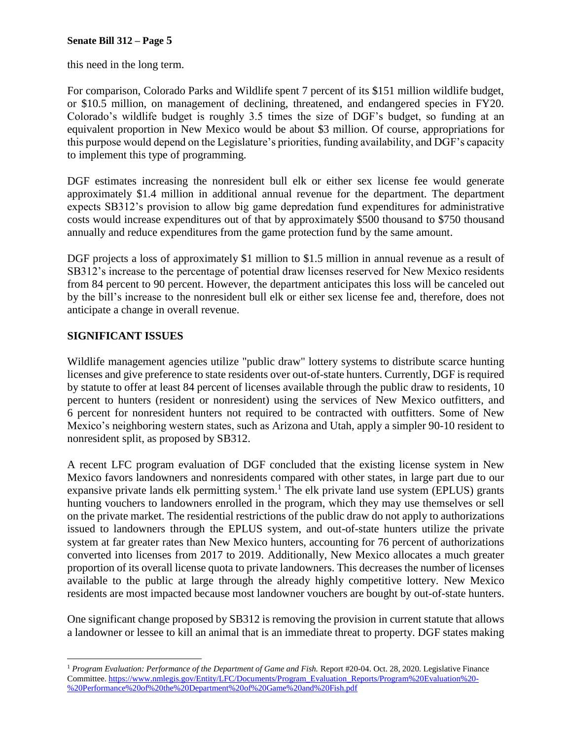this need in the long term.

For comparison, Colorado Parks and Wildlife spent 7 percent of its $151 million wildlife budget, or $10.5 million, on management of declining, threatened, and endangered species in FY20. Colorado's wildlife budget is roughly 3.5 times the size of DGF's budget, so funding at an equivalent proportion in New Mexico would be about $3 million. Of course, appropriations for this purpose would depend on the Legislature's priorities, funding availability, and DGF's capacity to implement this type of programming.

DGF estimates increasing the nonresident bull elk or either sex license fee would generate approximately $1.4 million in additional annual revenue for the department. The department expects SB312's provision to allow big game depredation fund expenditures for administrative costs would increase expenditures out of that by approximately $500 thousand to $750 thousand annually and reduce expenditures from the game protection fund by the same amount.

DGF projects a loss of approximately $1 million to $1.5 million in annual revenue as a result of SB312's increase to the percentage of potential draw licenses reserved for New Mexico residents from 84 percent to 90 percent. However, the department anticipates this loss will be canceled out by the bill's increase to the nonresident bull elk or either sex license fee and, therefore, does not anticipate a change in overall revenue.

## SIGNIFICANT ISSUES

Wildlife management agencies utilize "public draw" lottery systems to distribute scarce hunting licenses and give preference to state residents over out-of-state hunters. Currently, DGF is required by statute to offer at least 84 percent of licenses available through the public draw to residents, 10 percent to hunters (resident or nonresident) using the services of New Mexico outfitters, and 6 percent for nonresident hunters not required to be contracted with outfitters. Some of New Mexico's neighboring western states, such as Arizona and Utah, apply a simpler 90-10 resident to nonresident split, as proposed by SB312.

A recent LFC program evaluation of DGF concluded that the existing license system in New Mexico favors landowners and nonresidents compared with other states, in large part due to our expansive private lands elk permitting system.[1] The elk private land use system (EPLUS) grants hunting vouchers to landowners enrolled in the program, which they may use themselves or sell on the private market. The residential restrictions of the public draw do not apply to authorizations issued to landowners through the EPLUS system, and out-of-state hunters utilize the private system at far greater rates than New Mexico hunters, accounting for 76 percent of authorizations converted into licenses from 2017 to 2019. Additionally, New Mexico allocates a much greater proportion of its overall license quota to private landowners. This decreases the number of licenses available to the public at large through the already highly competitive lottery. New Mexico residents are most impacted because most landowner vouchers are bought by out-of-state hunters.

One significant change proposed by SB312 is removing the provision in current statute that allows a landowner or lessee to kill an animal that is an immediate threat to property. DGF states making

---

[1] *Program Evaluation: Performance of the Department of Game and Fish.* Report #20-04. Oct. 28, 2020. Legislative Finance Committee. https://www.nmlegis.gov/Entity/LFC/Documents/Program_Evaluation_Reports/Program%20Evaluation%20-%20Performance%20of%20the%20Department%20of%20Game%20and%20Fish.pdf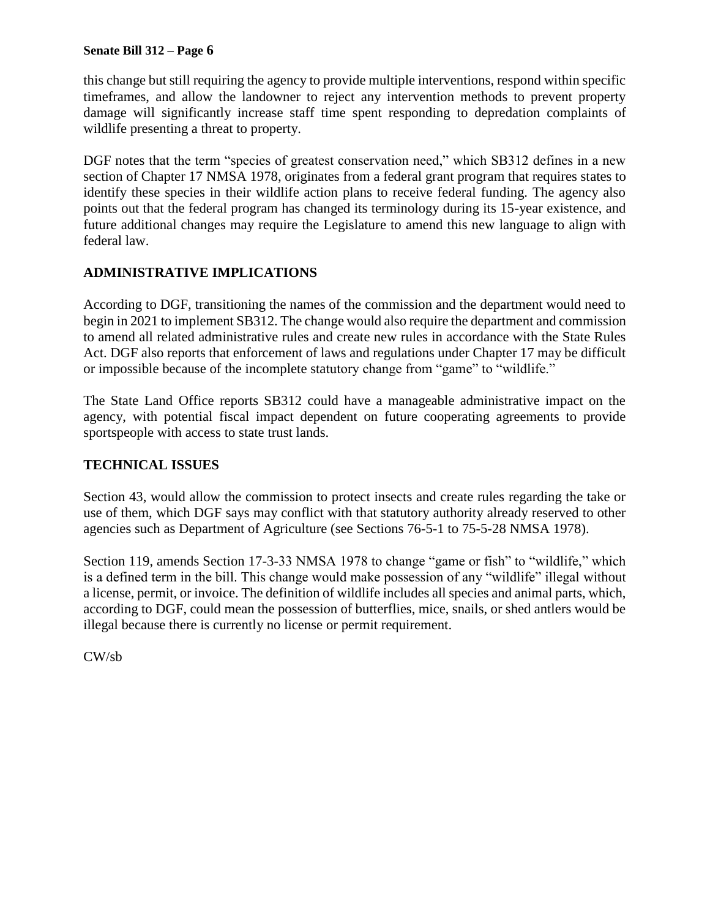this change but still requiring the agency to provide multiple interventions, respond within specific timeframes, and allow the landowner to reject any intervention methods to prevent property damage will significantly increase staff time spent responding to depredation complaints of wildlife presenting a threat to property.

DGF notes that the term "species of greatest conservation need," which SB312 defines in a new section of Chapter 17 NMSA 1978, originates from a federal grant program that requires states to identify these species in their wildlife action plans to receive federal funding. The agency also points out that the federal program has changed its terminology during its 15-year existence, and future additional changes may require the Legislature to amend this new language to align with federal law.

## ADMINISTRATIVE IMPLICATIONS

According to DGF, transitioning the names of the commission and the department would need to begin in 2021 to implement SB312. The change would also require the department and commission to amend all related administrative rules and create new rules in accordance with the State Rules Act. DGF also reports that enforcement of laws and regulations under Chapter 17 may be difficult or impossible because of the incomplete statutory change from "game" to "wildlife."

The State Land Office reports SB312 could have a manageable administrative impact on the agency, with potential fiscal impact dependent on future cooperating agreements to provide sportspeople with access to state trust lands.

## TECHNICAL ISSUES

Section 43, would allow the commission to protect insects and create rules regarding the take or use of them, which DGF says may conflict with that statutory authority already reserved to other agencies such as Department of Agriculture (see Sections 76-5-1 to 75-5-28 NMSA 1978).

Section 119, amends Section 17-3-33 NMSA 1978 to change "game or fish" to "wildlife," which is a defined term in the bill. This change would make possession of any "wildlife" illegal without a license, permit, or invoice. The definition of wildlife includes all species and animal parts, which, according to DGF, could mean the possession of butterflies, mice, snails, or shed antlers would be illegal because there is currently no license or permit requirement.

CW/sb